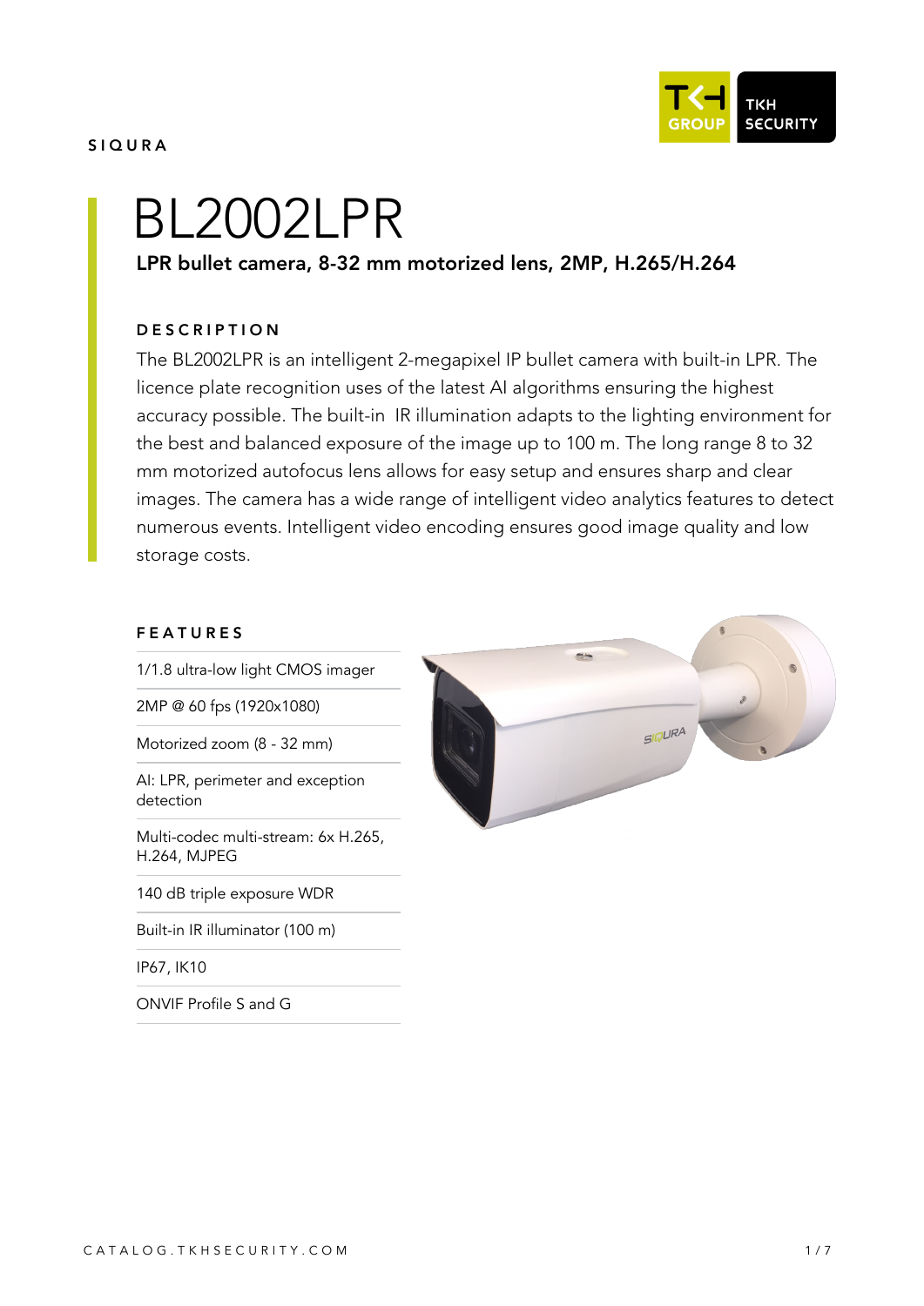SIQURA

TKH GROUP | TKH SECURITY

# BL2002LPR

**LPR bullet camera, 8-32 mm motorized lens, 2MP, H.265/H.264**

## DESCRIPTION

The BL2002LPR is an intelligent 2-megapixel IP bullet camera with built-in LPR. The licence plate recognition uses of the latest AI algorithms ensuring the highest accuracy possible. The built-in IR illumination adapts to the lighting environment for the best and balanced exposure of the image up to 100 m. The long range 8 to 32 mm motorized autofocus lens allows for easy setup and ensures sharp and clear images. The camera has a wide range of intelligent video analytics features to detect numerous events. Intelligent video encoding ensures good image quality and low storage costs.

## FEATURES

- 1/1.8 ultra-low light CMOS imager
- 2MP @ 60 fps (1920x1080)
- Motorized zoom (8 - 32 mm)
- AI: LPR, perimeter and exception detection
- Multi-codec multi-stream: 6x H.265, H.264, MJPEG
- 140 dB triple exposure WDR
- Built-in IR illuminator (100 m)
- IP67, IK10
- ONVIF Profile S and G

CATALOG.TKHSECURITY.COM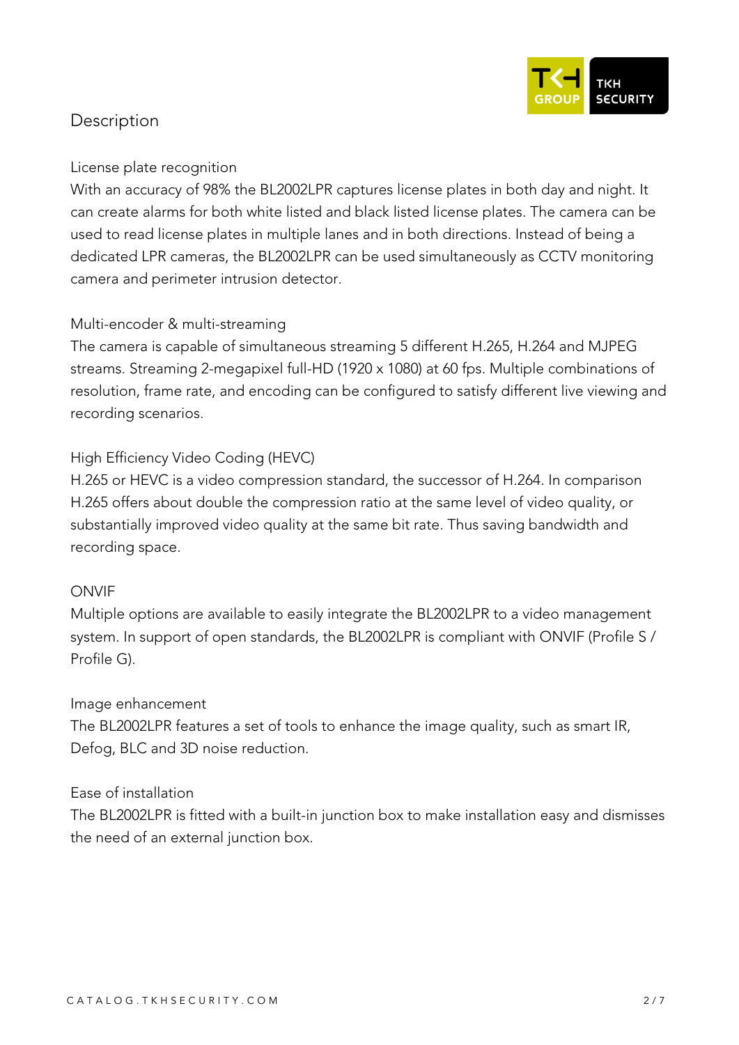# Description

## License plate recognition

With an accuracy of 98% the BL2002LPR captures license plates in both day and night. It can create alarms for both white listed and black listed license plates. The camera can be used to read license plates in multiple lanes and in both directions. Instead of being a dedicated LPR cameras, the BL2002LPR can be used simultaneously as CCTV monitoring camera and perimeter intrusion detector.

## Multi-encoder & multi-streaming

The camera is capable of simultaneous streaming 5 different H.265, H.264 and MJPEG streams. Streaming 2-megapixel full-HD (1920 x 1080) at 60 fps. Multiple combinations of resolution, frame rate, and encoding can be configured to satisfy different live viewing and recording scenarios.

## High Efficiency Video Coding (HEVC)

H.265 or HEVC is a video compression standard, the successor of H.264. In comparison H.265 offers about double the compression ratio at the same level of video quality, or substantially improved video quality at the same bit rate. Thus saving bandwidth and recording space.

## ONVIF

Multiple options are available to easily integrate the BL2002LPR to a video management system. In support of open standards, the BL2002LPR is compliant with ONVIF (Profile S / Profile G).

## Image enhancement

The BL2002LPR features a set of tools to enhance the image quality, such as smart IR, Defog, BLC and 3D noise reduction.

## Ease of installation

The BL2002LPR is fitted with a built-in junction box to make installation easy and dismisses the need of an external junction box.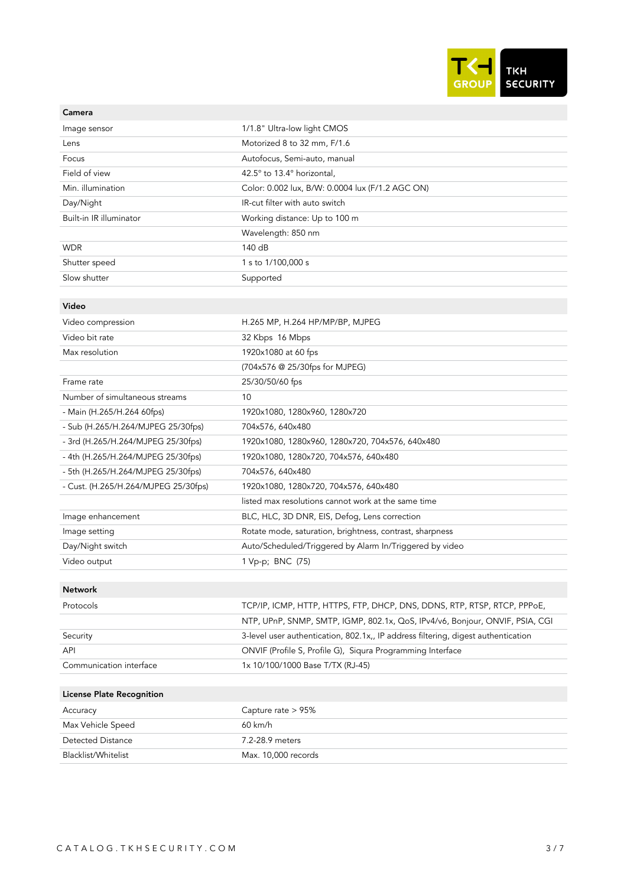| Camera | |
|---|---|
| Image sensor | 1/1.8" Ultra-low light CMOS |
| Lens | Motorized 8 to 32 mm, F/1.6 |
| Focus | Autofocus, Semi-auto, manual |
| Field of view | 42.5° to 13.4° horizontal, |
| Min. illumination | Color: 0.002 lux, B/W: 0.0004 lux (F/1.2 AGC ON) |
| Day/Night | IR-cut filter with auto switch |
| Built-in IR illuminator | Working distance: Up to 100 m |
| | Wavelength: 850 nm |
| WDR | 140 dB |
| Shutter speed | 1 s to 1/100,000 s |
| Slow shutter | Supported |

| Video | |
|---|---|
| Video compression | H.265 MP, H.264 HP/MP/BP, MJPEG |
| Video bit rate | 32 Kbps 16 Mbps |
| Max resolution | 1920x1080 at 60 fps |
| | (704x576 @ 25/30fps for MJPEG) |
| Frame rate | 25/30/50/60 fps |
| Number of simultaneous streams | 10 |
| - Main (H.265/H.264 60fps) | 1920x1080, 1280x960, 1280x720 |
| - Sub (H.265/H.264/MJPEG 25/30fps) | 704x576, 640x480 |
| - 3rd (H.265/H.264/MJPEG 25/30fps) | 1920x1080, 1280x960, 1280x720, 704x576, 640x480 |
| - 4th (H.265/H.264/MJPEG 25/30fps) | 1920x1080, 1280x720, 704x576, 640x480 |
| - 5th (H.265/H.264/MJPEG 25/30fps) | 704x576, 640x480 |
| - Cust. (H.265/H.264/MJPEG 25/30fps) | 1920x1080, 1280x720, 704x576, 640x480 |
| | listed max resolutions cannot work at the same time |
| Image enhancement | BLC, HLC, 3D DNR, EIS, Defog, Lens correction |
| Image setting | Rotate mode, saturation, brightness, contrast, sharpness |
| Day/Night switch | Auto/Scheduled/Triggered by Alarm In/Triggered by video |
| Video output | 1 Vp-p; BNC (75) |

| Network | |
|---|---|
| Protocols | TCP/IP, ICMP, HTTP, HTTPS, FTP, DHCP, DNS, DDNS, RTP, RTSP, RTCP, PPPoE, |
| | NTP, UPnP, SNMP, SMTP, IGMP, 802.1x, QoS, IPv4/v6, Bonjour, ONVIF, PSIA, CGI |
| Security | 3-level user authentication, 802.1x,, IP address filtering, digest authentication |
| API | ONVIF (Profile S, Profile G), Siqura Programming Interface |
| Communication interface | 1x 10/100/1000 Base T/TX (RJ-45) |

| License Plate Recognition | |
|---|---|
| Accuracy | Capture rate > 95% |
| Max Vehicle Speed | 60 km/h |
| Detected Distance | 7.2-28.9 meters |
| Blacklist/Whitelist | Max. 10,000 records |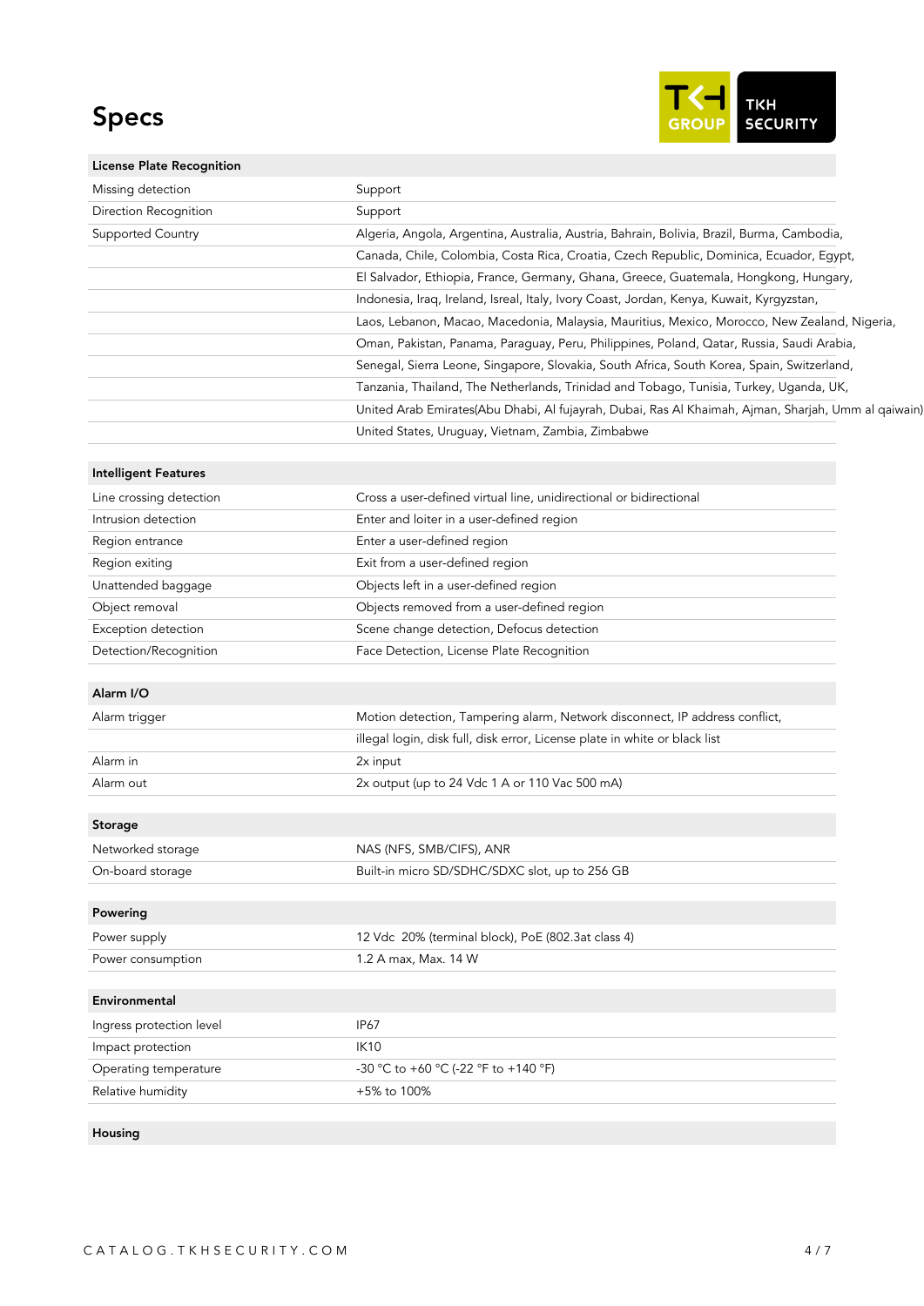# Specs

| License Plate Recognition | |
|---|---|
| Missing detection | Support |
| Direction Recognition | Support |
| Supported Country | Algeria, Angola, Argentina, Australia, Austria, Bahrain, Bolivia, Brazil, Burma, Cambodia, Canada, Chile, Colombia, Costa Rica, Croatia, Czech Republic, Dominica, Ecuador, Egypt, El Salvador, Ethiopia, France, Germany, Ghana, Greece, Guatemala, Hongkong, Hungary, Indonesia, Iraq, Ireland, Isreal, Italy, Ivory Coast, Jordan, Kenya, Kuwait, Kyrgyzstan, Laos, Lebanon, Macao, Macedonia, Malaysia, Mauritius, Mexico, Morocco, New Zealand, Nigeria, Oman, Pakistan, Panama, Paraguay, Peru, Philippines, Poland, Qatar, Russia, Saudi Arabia, Senegal, Sierra Leone, Singapore, Slovakia, South Africa, South Korea, Spain, Switzerland, Tanzania, Thailand, The Netherlands, Trinidad and Tobago, Tunisia, Turkey, Uganda, UK, United Arab Emirates(Abu Dhabi, Al fujayrah, Dubai, Ras Al Khaimah, Ajman, Sharjah, Umm al qaiwain) United States, Uruguay, Vietnam, Zambia, Zimbabwe |

| Intelligent Features | |
|---|---|
| Line crossing detection | Cross a user-defined virtual line, unidirectional or bidirectional |
| Intrusion detection | Enter and loiter in a user-defined region |
| Region entrance | Enter a user-defined region |
| Region exiting | Exit from a user-defined region |
| Unattended baggage | Objects left in a user-defined region |
| Object removal | Objects removed from a user-defined region |
| Exception detection | Scene change detection, Defocus detection |
| Detection/Recognition | Face Detection, License Plate Recognition |

| Alarm I/O | |
|---|---|
| Alarm trigger | Motion detection, Tampering alarm, Network disconnect, IP address conflict, illegal login, disk full, disk error, License plate in white or black list |
| Alarm in | 2x input |
| Alarm out | 2x output (up to 24 Vdc 1 A or 110 Vac 500 mA) |

| Storage | |
|---|---|
| Networked storage | NAS (NFS, SMB/CIFS), ANR |
| On-board storage | Built-in micro SD/SDHC/SDXC slot, up to 256 GB |

| Powering | |
|---|---|
| Power supply | 12 Vdc 20% (terminal block), PoE (802.3at class 4) |
| Power consumption | 1.2 A max, Max. 14 W |

| Environmental | |
|---|---|
| Ingress protection level | IP67 |
| Impact protection | IK10 |
| Operating temperature | -30 °C to +60 °C (-22 °F to +140 °F) |
| Relative humidity | +5% to 100% |

**Housing**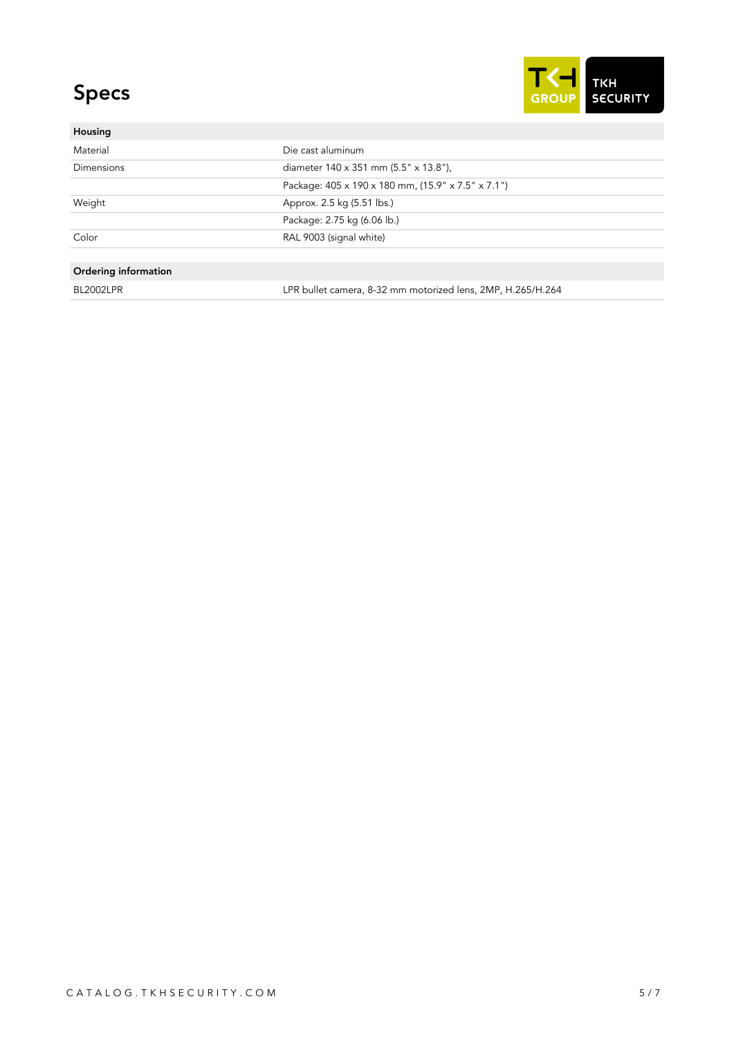# Specs

| Housing | |
|---|---|
| Material | Die cast aluminum |
| Dimensions | diameter 140 x 351 mm (5.5" x 13.8"), |
| | Package: 405 x 190 x 180 mm, (15.9" x 7.5" x 7.1") |
| Weight | Approx. 2.5 kg (5.51 lbs.) |
| | Package: 2.75 kg (6.06 lb.) |
| Color | RAL 9003 (signal white) |

| Ordering information | |
|---|---|
| BL2002LPR | LPR bullet camera, 8-32 mm motorized lens, 2MP, H.265/H.264 |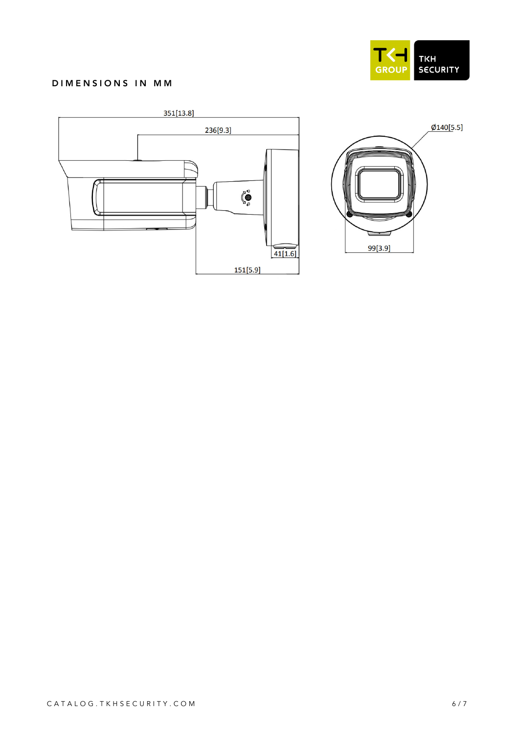## DIMENSIONS IN MM

351[13.8]

236[9.3]

41[1.6]

151[5.9]

Ø140[5.5]

99[3.9]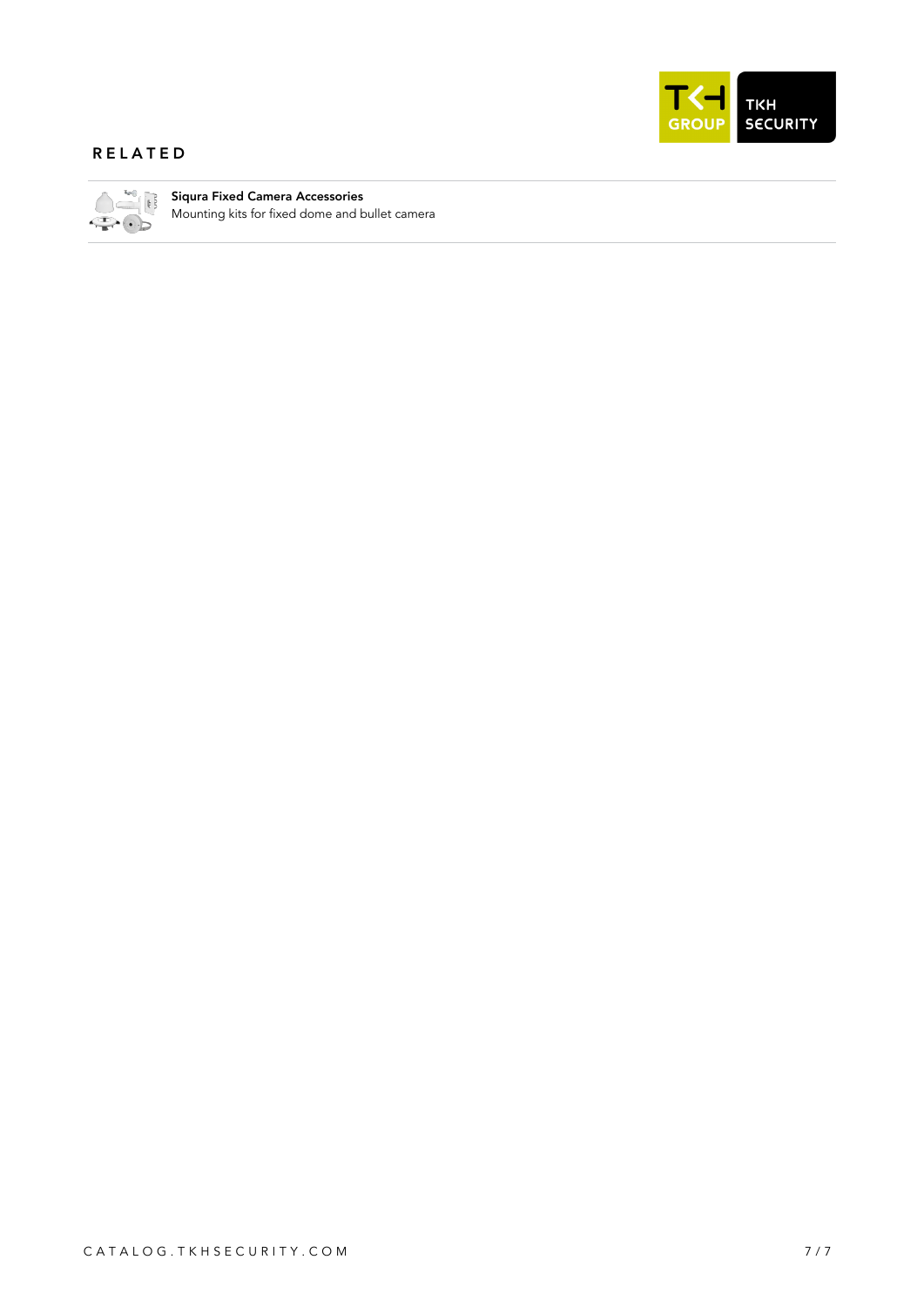## RELATED

**Siqura Fixed Camera Accessories**
Mounting kits for fixed dome and bullet camera